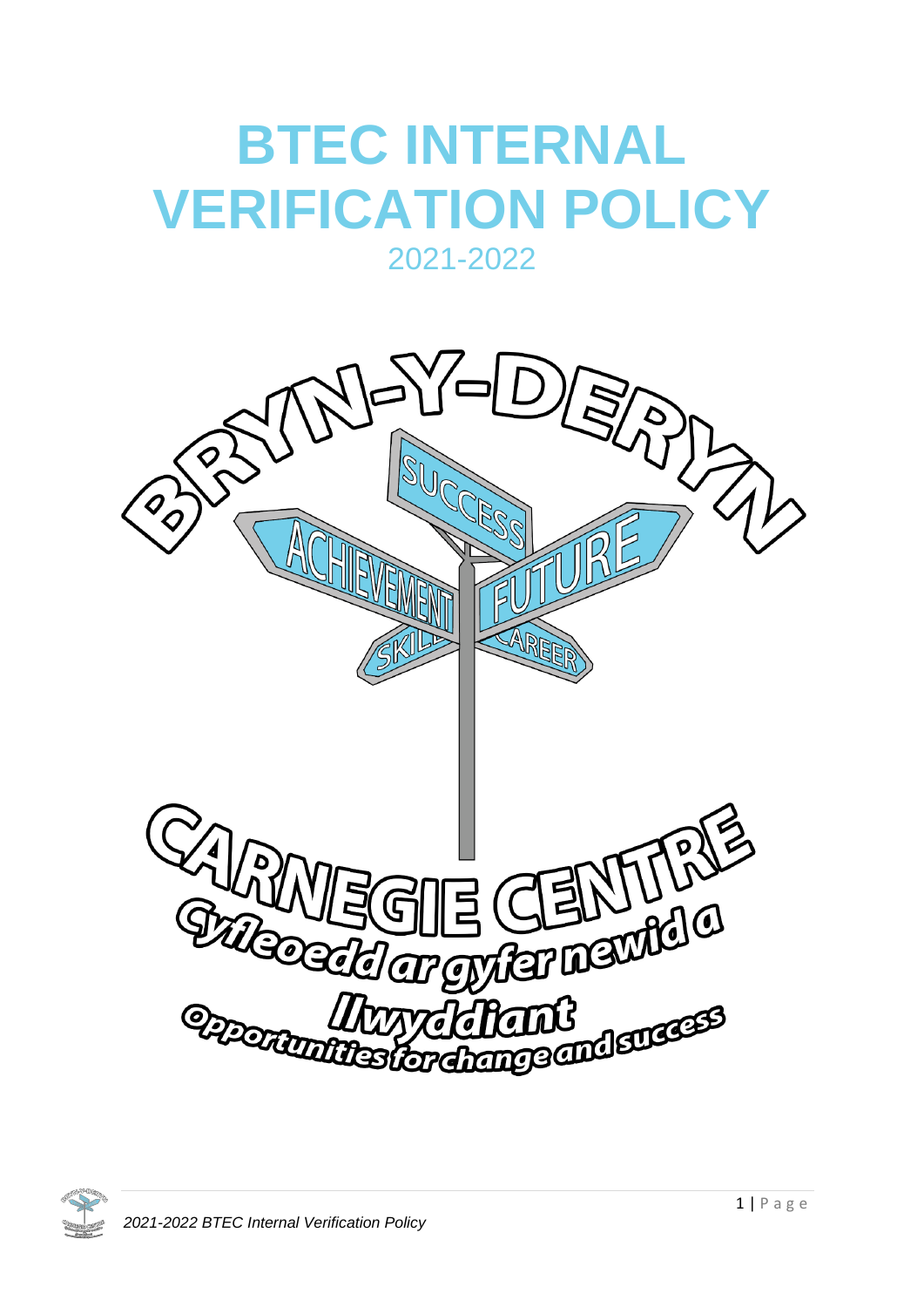# BTEC INTERNAL VERIFICATION POLICY

2021-2022

BRYN-Y-DERYN

SUCCESS

ACHIEVEMENT

FUTURE

SKILLS

CAREER

CARNEGIE CENTRE

Cyfleoedd ar gyfer newid a llwyddiant

Opportunities for change and success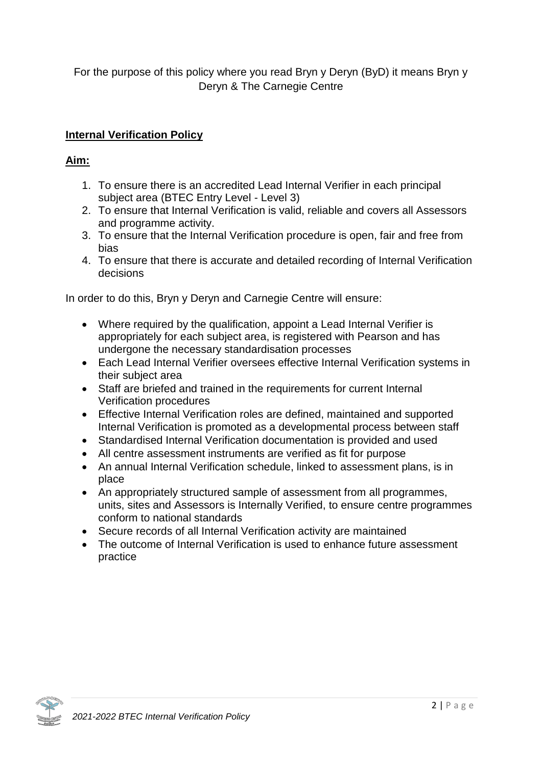For the purpose of this policy where you read Bryn y Deryn (ByD) it means Bryn y Deryn & The Carnegie Centre

## Internal Verification Policy

### Aim:

1. To ensure there is an accredited Lead Internal Verifier in each principal subject area (BTEC Entry Level - Level 3)
2. To ensure that Internal Verification is valid, reliable and covers all Assessors and programme activity.
3. To ensure that the Internal Verification procedure is open, fair and free from bias
4. To ensure that there is accurate and detailed recording of Internal Verification decisions

In order to do this, Bryn y Deryn and Carnegie Centre will ensure:

- Where required by the qualification, appoint a Lead Internal Verifier is appropriately for each subject area, is registered with Pearson and has undergone the necessary standardisation processes
- Each Lead Internal Verifier oversees effective Internal Verification systems in their subject area
- Staff are briefed and trained in the requirements for current Internal Verification procedures
- Effective Internal Verification roles are defined, maintained and supported Internal Verification is promoted as a developmental process between staff
- Standardised Internal Verification documentation is provided and used
- All centre assessment instruments are verified as fit for purpose
- An annual Internal Verification schedule, linked to assessment plans, is in place
- An appropriately structured sample of assessment from all programmes, units, sites and Assessors is Internally Verified, to ensure centre programmes conform to national standards
- Secure records of all Internal Verification activity are maintained
- The outcome of Internal Verification is used to enhance future assessment practice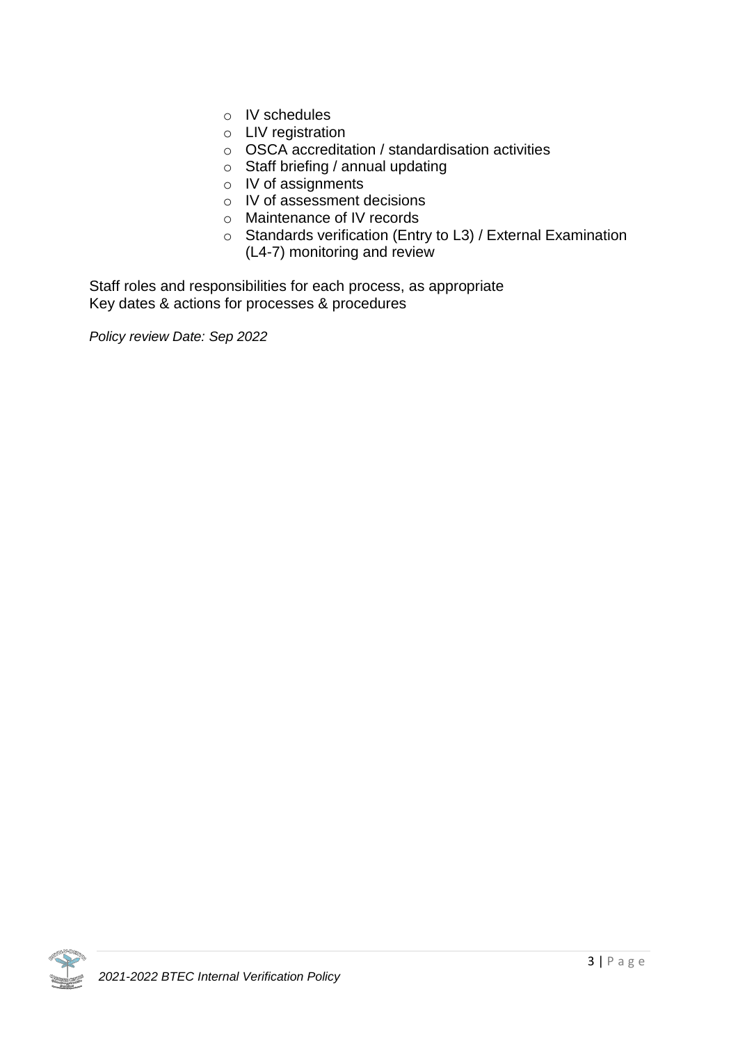- IV schedules
- LIV registration
- OSCA accreditation / standardisation activities
- Staff briefing / annual updating
- IV of assignments
- IV of assessment decisions
- Maintenance of IV records
- Standards verification (Entry to L3) / External Examination (L4-7) monitoring and review

Staff roles and responsibilities for each process, as appropriate
Key dates & actions for processes & procedures

*Policy review Date: Sep 2022*